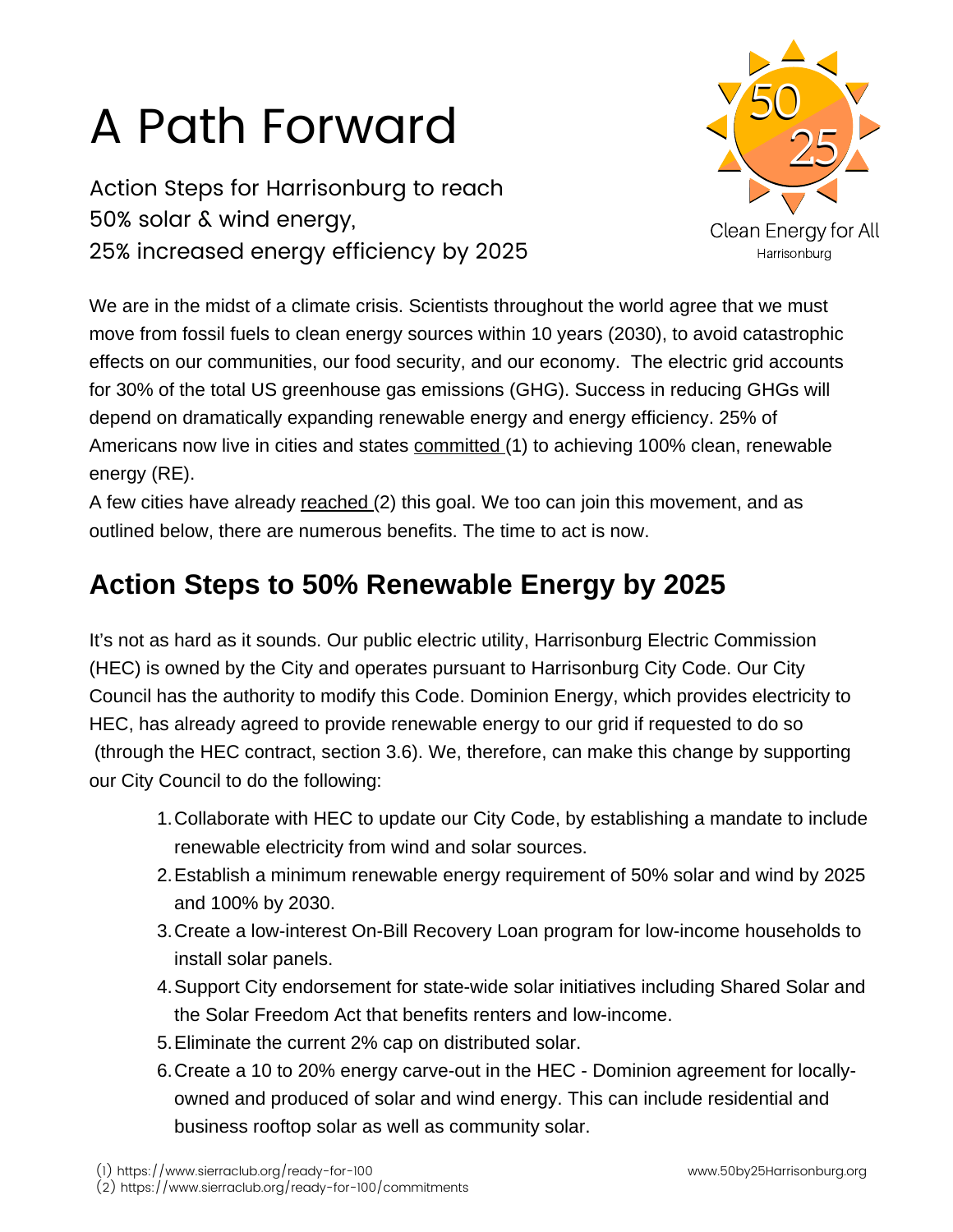# A Path Forward

Action Steps for Harrisonburg to reach
50% solar & wind energy,
25% increased energy efficiency by 2025

50 25
Clean Energy for All
Harrisonburg

We are in the midst of a climate crisis. Scientists throughout the world agree that we must move from fossil fuels to clean energy sources within 10 years (2030), to avoid catastrophic effects on our communities, our food security, and our economy. The electric grid accounts for 30% of the total US greenhouse gas emissions (GHG). Success in reducing GHGs will depend on dramatically expanding renewable energy and energy efficiency. 25% of Americans now live in cities and states committed (1) to achieving 100% clean, renewable energy (RE).

A few cities have already reached (2) this goal. We too can join this movement, and as outlined below, there are numerous benefits. The time to act is now.

## Action Steps to 50% Renewable Energy by 2025

It's not as hard as it sounds. Our public electric utility, Harrisonburg Electric Commission (HEC) is owned by the City and operates pursuant to Harrisonburg City Code. Our City Council has the authority to modify this Code. Dominion Energy, which provides electricity to HEC, has already agreed to provide renewable energy to our grid if requested to do so (through the HEC contract, section 3.6). We, therefore, can make this change by supporting our City Council to do the following:

1. Collaborate with HEC to update our City Code, by establishing a mandate to include renewable electricity from wind and solar sources.
2. Establish a minimum renewable energy requirement of 50% solar and wind by 2025 and 100% by 2030.
3. Create a low-interest On-Bill Recovery Loan program for low-income households to install solar panels.
4. Support City endorsement for state-wide solar initiatives including Shared Solar and the Solar Freedom Act that benefits renters and low-income.
5. Eliminate the current 2% cap on distributed solar.
6. Create a 10 to 20% energy carve-out in the HEC - Dominion agreement for locally-owned and produced of solar and wind energy. This can include residential and business rooftop solar as well as community solar.

(1) https://www.sierraclub.org/ready-for-100
(2) https://www.sierraclub.org/ready-for-100/commitments

www.50by25Harrisonburg.org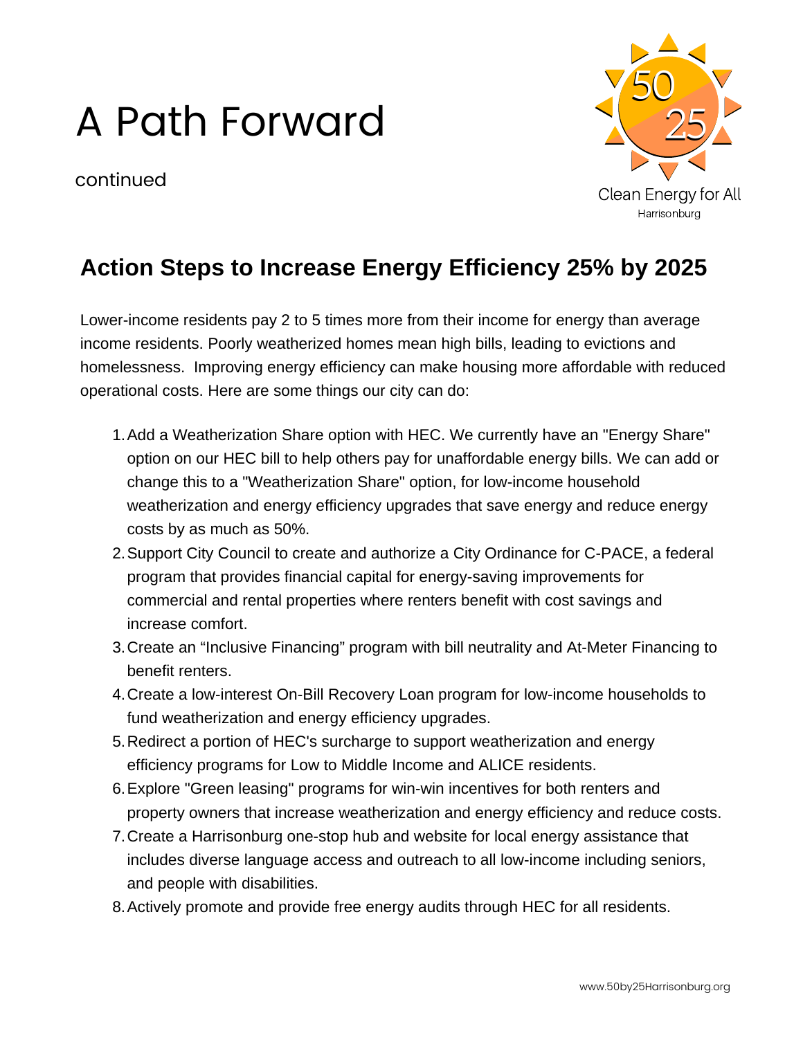# A Path Forward

continued

Clean Energy for All
Harrisonburg

## Action Steps to Increase Energy Efficiency 25% by 2025

Lower-income residents pay 2 to 5 times more from their income for energy than average income residents. Poorly weatherized homes mean high bills, leading to evictions and homelessness. Improving energy efficiency can make housing more affordable with reduced operational costs. Here are some things our city can do:

1. Add a Weatherization Share option with HEC. We currently have an "Energy Share" option on our HEC bill to help others pay for unaffordable energy bills. We can add or change this to a "Weatherization Share" option, for low-income household weatherization and energy efficiency upgrades that save energy and reduce energy costs by as much as 50%.
2. Support City Council to create and authorize a City Ordinance for C-PACE, a federal program that provides financial capital for energy-saving improvements for commercial and rental properties where renters benefit with cost savings and increase comfort.
3. Create an “Inclusive Financing” program with bill neutrality and At-Meter Financing to benefit renters.
4. Create a low-interest On-Bill Recovery Loan program for low-income households to fund weatherization and energy efficiency upgrades.
5. Redirect a portion of HEC's surcharge to support weatherization and energy efficiency programs for Low to Middle Income and ALICE residents.
6. Explore "Green leasing" programs for win-win incentives for both renters and property owners that increase weatherization and energy efficiency and reduce costs.
7. Create a Harrisonburg one-stop hub and website for local energy assistance that includes diverse language access and outreach to all low-income including seniors, and people with disabilities.
8. Actively promote and provide free energy audits through HEC for all residents.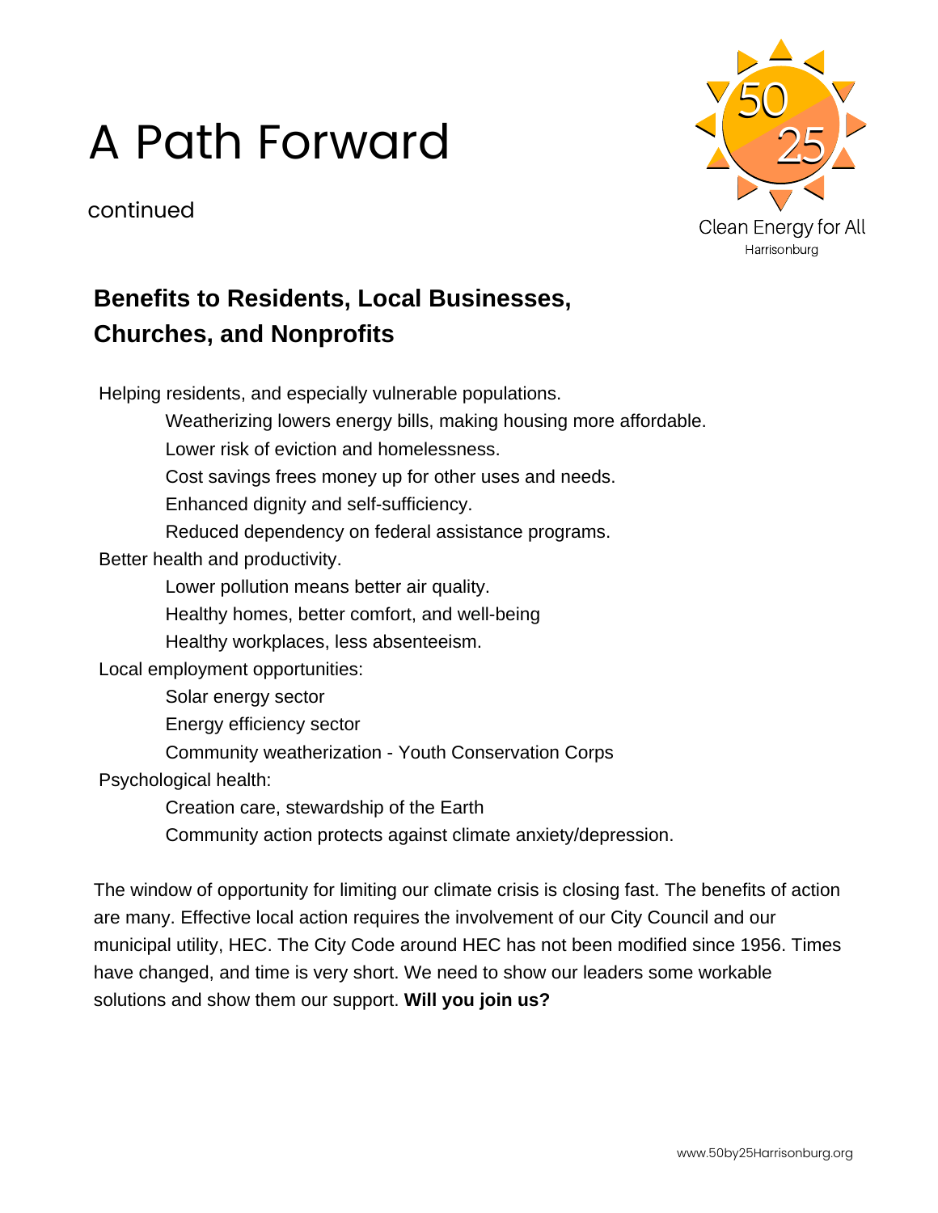# A Path Forward

continued

50 25 Clean Energy for All Harrisonburg

## Benefits to Residents, Local Businesses, Churches, and Nonprofits

- Helping residents, and especially vulnerable populations.
  - Weatherizing lowers energy bills, making housing more affordable.
  - Lower risk of eviction and homelessness.
  - Cost savings frees money up for other uses and needs.
  - Enhanced dignity and self-sufficiency.
  - Reduced dependency on federal assistance programs.
- Better health and productivity.
  - Lower pollution means better air quality.
  - Healthy homes, better comfort, and well-being
  - Healthy workplaces, less absenteeism.
- Local employment opportunities:
  - Solar energy sector
  - Energy efficiency sector
  - Community weatherization - Youth Conservation Corps
- Psychological health:
  - Creation care, stewardship of the Earth
  - Community action protects against climate anxiety/depression.

The window of opportunity for limiting our climate crisis is closing fast. The benefits of action are many. Effective local action requires the involvement of our City Council and our municipal utility, HEC. The City Code around HEC has not been modified since 1956. Times have changed, and time is very short. We need to show our leaders some workable solutions and show them our support. **Will you join us?**

www.50by25Harrisonburg.org